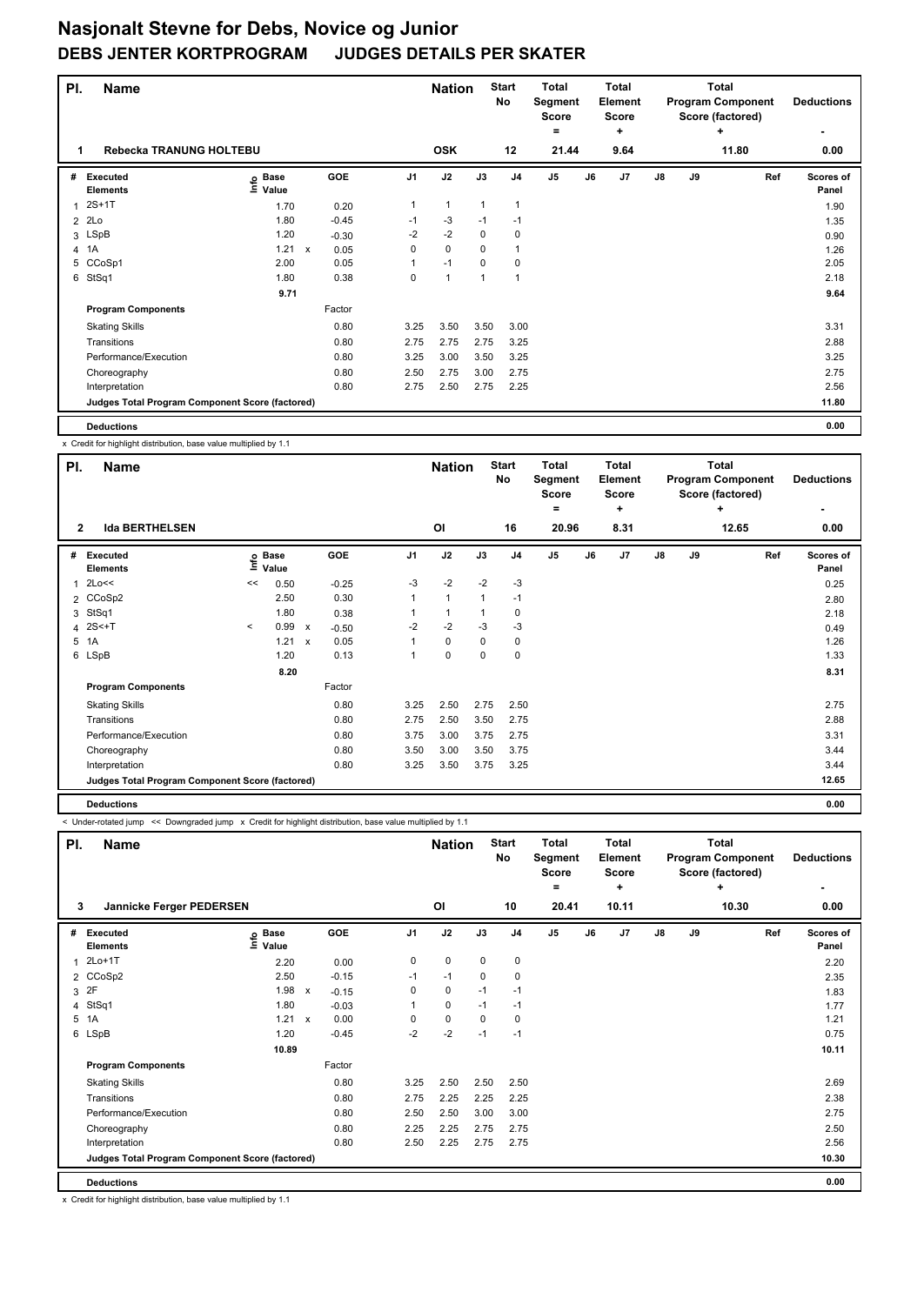# Nasjonalt Stevne for Debs, Novice og Junior

## DEBS JENTER KORTPROGRAM JUDGES DETAILS PER SKATER

| Pl. | Name | Nation | Start No | Total Segment Score = | Total Element Score + | Total Program Component Score (factored) + | Deductions - |
|---|---|---|---|---|---|---|---|
| 1 | Rebecka TRANUNG HOLTEBU | OSK | 12 | 21.44 | 9.64 | 11.80 | 0.00 |

| # | Executed Elements | Info | Base Value | | GOE | J1 | J2 | J3 | J4 | J5 | J6 | J7 | J8 | J9 | Ref | Scores of Panel |
|---|---|---|---|---|---|---|---|---|---|---|---|---|---|---|---|---|
| 1 | 2S+1T | | 1.70 | | 0.20 | 1 | 1 | 1 | 1 | | | | | | | 1.90 |
| 2 | 2Lo | | 1.80 | | -0.45 | -1 | -3 | -1 | -1 | | | | | | | 1.35 |
| 3 | LSpB | | 1.20 | | -0.30 | -2 | -2 | 0 | 0 | | | | | | | 0.90 |
| 4 | 1A | | 1.21 | x | 0.05 | 0 | 0 | 0 | 1 | | | | | | | 1.26 |
| 5 | CCoSp1 | | 2.00 | | 0.05 | 1 | -1 | 0 | 0 | | | | | | | 2.05 |
| 6 | StSq1 | | 1.80 | | 0.38 | 0 | 1 | 1 | 1 | | | | | | | 2.18 |
| | | | 9.71 | | | | | | | | | | | | | 9.64 |
| | **Program Components** | | | | Factor | | | | | | | | | | | |
| | Skating Skills | | | | 0.80 | 3.25 | 3.50 | 3.50 | 3.00 | | | | | | | 3.31 |
| | Transitions | | | | 0.80 | 2.75 | 2.75 | 2.75 | 3.25 | | | | | | | 2.88 |
| | Performance/Execution | | | | 0.80 | 3.25 | 3.00 | 3.50 | 3.25 | | | | | | | 3.25 |
| | Choreography | | | | 0.80 | 2.50 | 2.75 | 3.00 | 2.75 | | | | | | | 2.75 |
| | Interpretation | | | | 0.80 | 2.75 | 2.50 | 2.75 | 2.25 | | | | | | | 2.56 |
| | **Judges Total Program Component Score (factored)** | | | | | | | | | | | | | | | 11.80 |
| | **Deductions** | | | | | | | | | | | | | | | 0.00 |

x Credit for highlight distribution, base value multiplied by 1.1

| Pl. | Name | Nation | Start No | Total Segment Score = | Total Element Score + | Total Program Component Score (factored) + | Deductions - |
|---|---|---|---|---|---|---|---|
| 2 | Ida BERTHELSEN | OI | 16 | 20.96 | 8.31 | 12.65 | 0.00 |

| # | Executed Elements | Info | Base Value | | GOE | J1 | J2 | J3 | J4 | J5 | J6 | J7 | J8 | J9 | Ref | Scores of Panel |
|---|---|---|---|---|---|---|---|---|---|---|---|---|---|---|---|---|
| 1 | 2Lo<< | << | 0.50 | | -0.25 | -3 | -2 | -2 | -3 | | | | | | | 0.25 |
| 2 | CCoSp2 | | 2.50 | | 0.30 | 1 | 1 | 1 | -1 | | | | | | | 2.80 |
| 3 | StSq1 | | 1.80 | | 0.38 | 1 | 1 | 1 | 0 | | | | | | | 2.18 |
| 4 | 2S<+T | < | 0.99 | x | -0.50 | -2 | -2 | -3 | -3 | | | | | | | 0.49 |
| 5 | 1A | | 1.21 | x | 0.05 | 1 | 0 | 0 | 0 | | | | | | | 1.26 |
| 6 | LSpB | | 1.20 | | 0.13 | 1 | 0 | 0 | 0 | | | | | | | 1.33 |
| | | | 8.20 | | | | | | | | | | | | | 8.31 |
| | **Program Components** | | | | Factor | | | | | | | | | | | |
| | Skating Skills | | | | 0.80 | 3.25 | 2.50 | 2.75 | 2.50 | | | | | | | 2.75 |
| | Transitions | | | | 0.80 | 2.75 | 2.50 | 3.50 | 2.75 | | | | | | | 2.88 |
| | Performance/Execution | | | | 0.80 | 3.75 | 3.00 | 3.75 | 2.75 | | | | | | | 3.31 |
| | Choreography | | | | 0.80 | 3.50 | 3.00 | 3.50 | 3.75 | | | | | | | 3.44 |
| | Interpretation | | | | 0.80 | 3.25 | 3.50 | 3.75 | 3.25 | | | | | | | 3.44 |
| | **Judges Total Program Component Score (factored)** | | | | | | | | | | | | | | | 12.65 |
| | **Deductions** | | | | | | | | | | | | | | | 0.00 |

< Under-rotated jump << Downgraded jump x Credit for highlight distribution, base value multiplied by 1.1

| Pl. | Name | Nation | Start No | Total Segment Score = | Total Element Score + | Total Program Component Score (factored) + | Deductions - |
|---|---|---|---|---|---|---|---|
| 3 | Jannicke Ferger PEDERSEN | OI | 10 | 20.41 | 10.11 | 10.30 | 0.00 |

| # | Executed Elements | Info | Base Value | | GOE | J1 | J2 | J3 | J4 | J5 | J6 | J7 | J8 | J9 | Ref | Scores of Panel |
|---|---|---|---|---|---|---|---|---|---|---|---|---|---|---|---|---|
| 1 | 2Lo+1T | | 2.20 | | 0.00 | 0 | 0 | 0 | 0 | | | | | | | 2.20 |
| 2 | CCoSp2 | | 2.50 | | -0.15 | -1 | -1 | 0 | 0 | | | | | | | 2.35 |
| 3 | 2F | | 1.98 | x | -0.15 | 0 | 0 | -1 | -1 | | | | | | | 1.83 |
| 4 | StSq1 | | 1.80 | | -0.03 | 1 | 0 | -1 | -1 | | | | | | | 1.77 |
| 5 | 1A | | 1.21 | x | 0.00 | 0 | 0 | 0 | 0 | | | | | | | 1.21 |
| 6 | LSpB | | 1.20 | | -0.45 | -2 | -2 | -1 | -1 | | | | | | | 0.75 |
| | | | 10.89 | | | | | | | | | | | | | 10.11 |
| | **Program Components** | | | | Factor | | | | | | | | | | | |
| | Skating Skills | | | | 0.80 | 3.25 | 2.50 | 2.50 | 2.50 | | | | | | | 2.69 |
| | Transitions | | | | 0.80 | 2.75 | 2.25 | 2.25 | 2.25 | | | | | | | 2.38 |
| | Performance/Execution | | | | 0.80 | 2.50 | 2.50 | 3.00 | 3.00 | | | | | | | 2.75 |
| | Choreography | | | | 0.80 | 2.25 | 2.25 | 2.75 | 2.75 | | | | | | | 2.50 |
| | Interpretation | | | | 0.80 | 2.50 | 2.25 | 2.75 | 2.75 | | | | | | | 2.56 |
| | **Judges Total Program Component Score (factored)** | | | | | | | | | | | | | | | 10.30 |
| | **Deductions** | | | | | | | | | | | | | | | 0.00 |

x Credit for highlight distribution, base value multiplied by 1.1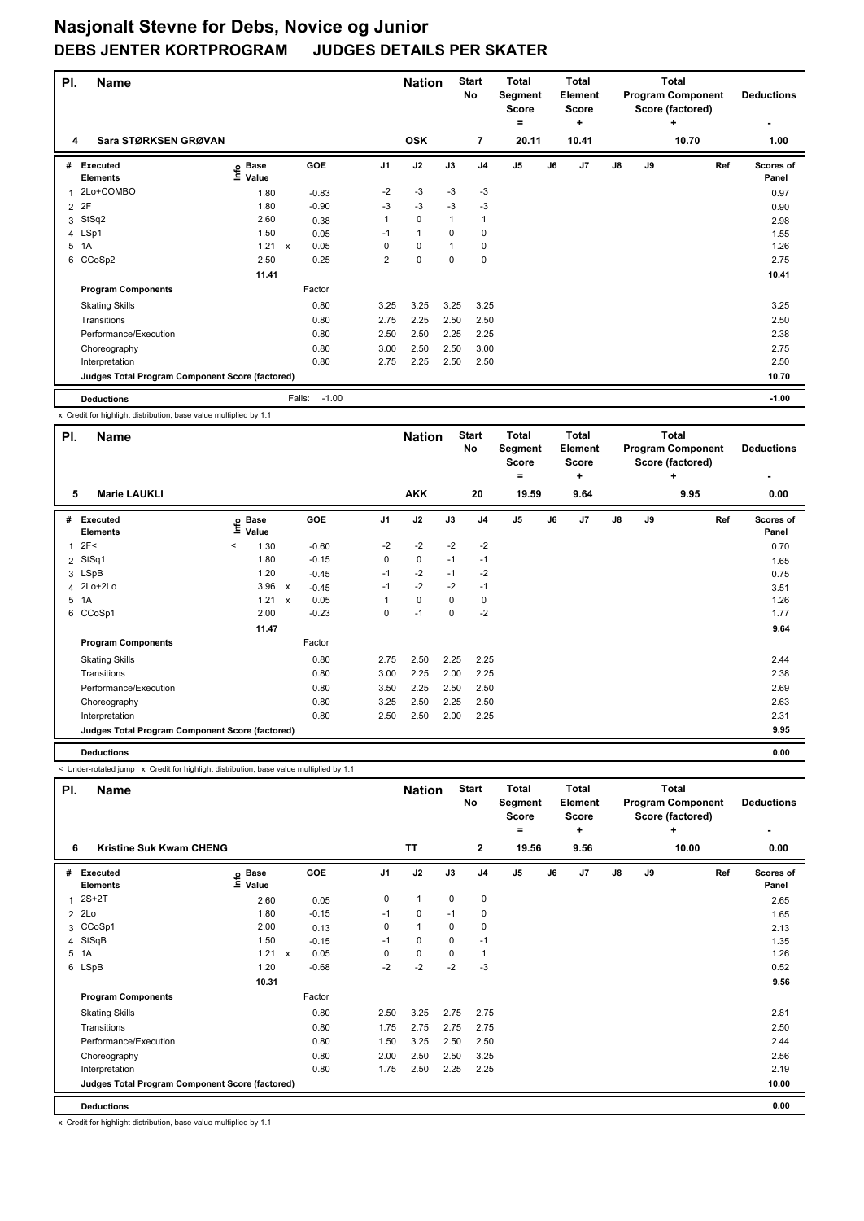# Nasjonalt Stevne for Debs, Novice og Junior

## DEBS JENTER KORTPROGRAM JUDGES DETAILS PER SKATER

| Pl. | Name | Nation | Start No | Total Segment Score = | Total Element Score + | Total Program Component Score (factored) + | Deductions - |
|---|---|---|---|---|---|---|---|
| 4 | Sara STØRKSEN GRØVAN | OSK | 7 | 20.11 | 10.41 | 10.70 | 1.00 |

| # | Executed Elements | Info | Base Value | | GOE | J1 | J2 | J3 | J4 | J5 | J6 | J7 | J8 | J9 | Ref | Scores of Panel |
|---|---|---|---|---|---|---|---|---|---|---|---|---|---|---|---|---|
| 1 | 2Lo+COMBO | | 1.80 | | -0.83 | -2 | -3 | -3 | -3 | | | | | | | 0.97 |
| 2 | 2F | | 1.80 | | -0.90 | -3 | -3 | -3 | -3 | | | | | | | 0.90 |
| 3 | StSq2 | | 2.60 | | 0.38 | 1 | 0 | 1 | 1 | | | | | | | 2.98 |
| 4 | LSp1 | | 1.50 | | 0.05 | -1 | 1 | 0 | 0 | | | | | | | 1.55 |
| 5 | 1A | | 1.21 | x | 0.05 | 0 | 0 | 1 | 0 | | | | | | | 1.26 |
| 6 | CCoSp2 | | 2.50 | | 0.25 | 2 | 0 | 0 | 0 | | | | | | | 2.75 |
| | | | 11.41 | | | | | | | | | | | | | 10.41 |
| | **Program Components** | | | | Factor | | | | | | | | | | | |
| | Skating Skills | | | | 0.80 | 3.25 | 3.25 | 3.25 | 3.25 | | | | | | | 3.25 |
| | Transitions | | | | 0.80 | 2.75 | 2.25 | 2.50 | 2.50 | | | | | | | 2.50 |
| | Performance/Execution | | | | 0.80 | 2.50 | 2.50 | 2.25 | 2.25 | | | | | | | 2.38 |
| | Choreography | | | | 0.80 | 3.00 | 2.50 | 2.50 | 3.00 | | | | | | | 2.75 |
| | Interpretation | | | | 0.80 | 2.75 | 2.25 | 2.50 | 2.50 | | | | | | | 2.50 |
| | **Judges Total Program Component Score (factored)** | | | | | | | | | | | | | | | 10.70 |
| | **Deductions** | | | | Falls: -1.00 | | | | | | | | | | | -1.00 |

x Credit for highlight distribution, base value multiplied by 1.1

| Pl. | Name | Nation | Start No | Total Segment Score = | Total Element Score + | Total Program Component Score (factored) + | Deductions - |
|---|---|---|---|---|---|---|---|
| 5 | Marie LAUKLI | AKK | 20 | 19.59 | 9.64 | 9.95 | 0.00 |

| # | Executed Elements | Info | Base Value | | GOE | J1 | J2 | J3 | J4 | J5 | J6 | J7 | J8 | J9 | Ref | Scores of Panel |
|---|---|---|---|---|---|---|---|---|---|---|---|---|---|---|---|---|
| 1 | 2F< | < | 1.30 | | -0.60 | -2 | -2 | -2 | -2 | | | | | | | 0.70 |
| 2 | StSq1 | | 1.80 | | -0.15 | 0 | 0 | -1 | -1 | | | | | | | 1.65 |
| 3 | LSpB | | 1.20 | | -0.45 | -1 | -2 | -1 | -2 | | | | | | | 0.75 |
| 4 | 2Lo+2Lo | | 3.96 | x | -0.45 | -1 | -2 | -2 | -1 | | | | | | | 3.51 |
| 5 | 1A | | 1.21 | x | 0.05 | 1 | 0 | 0 | 0 | | | | | | | 1.26 |
| 6 | CCoSp1 | | 2.00 | | -0.23 | 0 | -1 | 0 | -2 | | | | | | | 1.77 |
| | | | 11.47 | | | | | | | | | | | | | 9.64 |
| | **Program Components** | | | | Factor | | | | | | | | | | | |
| | Skating Skills | | | | 0.80 | 2.75 | 2.50 | 2.25 | 2.25 | | | | | | | 2.44 |
| | Transitions | | | | 0.80 | 3.00 | 2.25 | 2.00 | 2.25 | | | | | | | 2.38 |
| | Performance/Execution | | | | 0.80 | 3.50 | 2.25 | 2.50 | 2.50 | | | | | | | 2.69 |
| | Choreography | | | | 0.80 | 3.25 | 2.50 | 2.25 | 2.50 | | | | | | | 2.63 |
| | Interpretation | | | | 0.80 | 2.50 | 2.50 | 2.00 | 2.25 | | | | | | | 2.31 |
| | **Judges Total Program Component Score (factored)** | | | | | | | | | | | | | | | 9.95 |
| | **Deductions** | | | | | | | | | | | | | | | 0.00 |

< Under-rotated jump x Credit for highlight distribution, base value multiplied by 1.1

| Pl. | Name | Nation | Start No | Total Segment Score = | Total Element Score + | Total Program Component Score (factored) + | Deductions - |
|---|---|---|---|---|---|---|---|
| 6 | Kristine Suk Kwam CHENG | TT | 2 | 19.56 | 9.56 | 10.00 | 0.00 |

| # | Executed Elements | Info | Base Value | | GOE | J1 | J2 | J3 | J4 | J5 | J6 | J7 | J8 | J9 | Ref | Scores of Panel |
|---|---|---|---|---|---|---|---|---|---|---|---|---|---|---|---|---|
| 1 | 2S+2T | | 2.60 | | 0.05 | 0 | 1 | 0 | 0 | | | | | | | 2.65 |
| 2 | 2Lo | | 1.80 | | -0.15 | -1 | 0 | -1 | 0 | | | | | | | 1.65 |
| 3 | CCoSp1 | | 2.00 | | 0.13 | 0 | 1 | 0 | 0 | | | | | | | 2.13 |
| 4 | StSqB | | 1.50 | | -0.15 | -1 | 0 | 0 | -1 | | | | | | | 1.35 |
| 5 | 1A | | 1.21 | x | 0.05 | 0 | 0 | 0 | 1 | | | | | | | 1.26 |
| 6 | LSpB | | 1.20 | | -0.68 | -2 | -2 | -2 | -3 | | | | | | | 0.52 |
| | | | 10.31 | | | | | | | | | | | | | 9.56 |
| | **Program Components** | | | | Factor | | | | | | | | | | | |
| | Skating Skills | | | | 0.80 | 2.50 | 3.25 | 2.75 | 2.75 | | | | | | | 2.81 |
| | Transitions | | | | 0.80 | 1.75 | 2.75 | 2.75 | 2.75 | | | | | | | 2.50 |
| | Performance/Execution | | | | 0.80 | 1.50 | 3.25 | 2.50 | 2.50 | | | | | | | 2.44 |
| | Choreography | | | | 0.80 | 2.00 | 2.50 | 2.50 | 3.25 | | | | | | | 2.56 |
| | Interpretation | | | | 0.80 | 1.75 | 2.50 | 2.25 | 2.25 | | | | | | | 2.19 |
| | **Judges Total Program Component Score (factored)** | | | | | | | | | | | | | | | 10.00 |
| | **Deductions** | | | | | | | | | | | | | | | 0.00 |

x Credit for highlight distribution, base value multiplied by 1.1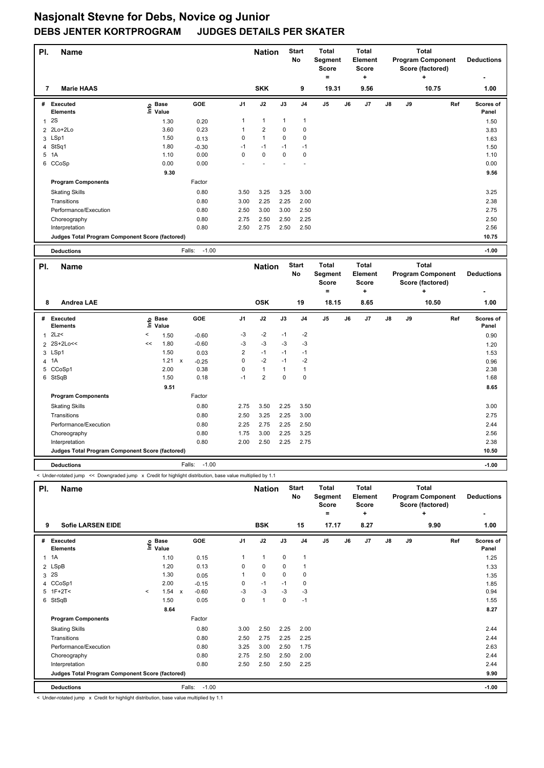# Nasjonalt Stevne for Debs, Novice og Junior

## DEBS JENTER KORTPROGRAM JUDGES DETAILS PER SKATER

| Pl. | Name | Nation | Start No | Total Segment Score = | Total Element Score + | Total Program Component Score (factored) + | Deductions - |
|---|---|---|---|---|---|---|---|
| 7 | Marie HAAS | SKK | 9 | 19.31 | 9.56 | 10.75 | 1.00 |

| # | Executed Elements | Info | Base Value | GOE | J1 | J2 | J3 | J4 | J5 | J6 | J7 | J8 | J9 | Ref | Scores of Panel |
|---|---|---|---|---|---|---|---|---|---|---|---|---|---|---|---|
| 1 | 2S | | 1.30 | 0.20 | 1 | 1 | 1 | 1 | | | | | | | 1.50 |
| 2 | 2Lo+2Lo | | 3.60 | 0.23 | 1 | 2 | 0 | 0 | | | | | | | 3.83 |
| 3 | LSp1 | | 1.50 | 0.13 | 0 | 1 | 0 | 0 | | | | | | | 1.63 |
| 4 | StSq1 | | 1.80 | -0.30 | -1 | -1 | -1 | -1 | | | | | | | 1.50 |
| 5 | 1A | | 1.10 | 0.00 | 0 | 0 | 0 | 0 | | | | | | | 1.10 |
| 6 | CCoSp | | 0.00 | 0.00 | - | - | - | - | | | | | | | 0.00 |
| | | | 9.30 | | | | | | | | | | | | 9.56 |
| | **Program Components** | | | Factor | | | | | | | | | | | |
| | Skating Skills | | | 0.80 | 3.50 | 3.25 | 3.25 | 3.00 | | | | | | | 3.25 |
| | Transitions | | | 0.80 | 3.00 | 2.25 | 2.25 | 2.00 | | | | | | | 2.38 |
| | Performance/Execution | | | 0.80 | 2.50 | 3.00 | 3.00 | 2.50 | | | | | | | 2.75 |
| | Choreography | | | 0.80 | 2.75 | 2.50 | 2.50 | 2.25 | | | | | | | 2.50 |
| | Interpretation | | | 0.80 | 2.50 | 2.75 | 2.50 | 2.50 | | | | | | | 2.56 |
| | **Judges Total Program Component Score (factored)** | | | | | | | | | | | | | | 10.75 |
| | **Deductions** | | | Falls: -1.00 | | | | | | | | | | | -1.00 |

| Pl. | Name | Nation | Start No | Total Segment Score = | Total Element Score + | Total Program Component Score (factored) + | Deductions - |
|---|---|---|---|---|---|---|---|
| 8 | Andrea LAE | OSK | 19 | 18.15 | 8.65 | 10.50 | 1.00 |

| # | Executed Elements | Info | Base Value | GOE | J1 | J2 | J3 | J4 | J5 | J6 | J7 | J8 | J9 | Ref | Scores of Panel |
|---|---|---|---|---|---|---|---|---|---|---|---|---|---|---|---|
| 1 | 2Lz< | < | 1.50 | -0.60 | -3 | -2 | -1 | -2 | | | | | | | 0.90 |
| 2 | 2S+2Lo<< | << | 1.80 | -0.60 | -3 | -3 | -3 | -3 | | | | | | | 1.20 |
| 3 | LSp1 | | 1.50 | 0.03 | 2 | -1 | -1 | -1 | | | | | | | 1.53 |
| 4 | 1A | | 1.21 x | -0.25 | 0 | -2 | -1 | -2 | | | | | | | 0.96 |
| 5 | CCoSp1 | | 2.00 | 0.38 | 0 | 1 | 1 | 1 | | | | | | | 2.38 |
| 6 | StSqB | | 1.50 | 0.18 | -1 | 2 | 0 | 0 | | | | | | | 1.68 |
| | | | 9.51 | | | | | | | | | | | | 8.65 |
| | **Program Components** | | | Factor | | | | | | | | | | | |
| | Skating Skills | | | 0.80 | 2.75 | 3.50 | 2.25 | 3.50 | | | | | | | 3.00 |
| | Transitions | | | 0.80 | 2.50 | 3.25 | 2.25 | 3.00 | | | | | | | 2.75 |
| | Performance/Execution | | | 0.80 | 2.25 | 2.75 | 2.25 | 2.50 | | | | | | | 2.44 |
| | Choreography | | | 0.80 | 1.75 | 3.00 | 2.25 | 3.25 | | | | | | | 2.56 |
| | Interpretation | | | 0.80 | 2.00 | 2.50 | 2.25 | 2.75 | | | | | | | 2.38 |
| | **Judges Total Program Component Score (factored)** | | | | | | | | | | | | | | 10.50 |
| | **Deductions** | | | Falls: -1.00 | | | | | | | | | | | -1.00 |

< Under-rotated jump << Downgraded jump x Credit for highlight distribution, base value multiplied by 1.1

| Pl. | Name | Nation | Start No | Total Segment Score = | Total Element Score + | Total Program Component Score (factored) + | Deductions - |
|---|---|---|---|---|---|---|---|
| 9 | Sofie LARSEN EIDE | BSK | 15 | 17.17 | 8.27 | 9.90 | 1.00 |

| # | Executed Elements | Info | Base Value | GOE | J1 | J2 | J3 | J4 | J5 | J6 | J7 | J8 | J9 | Ref | Scores of Panel |
|---|---|---|---|---|---|---|---|---|---|---|---|---|---|---|---|
| 1 | 1A | | 1.10 | 0.15 | 1 | 1 | 0 | 1 | | | | | | | 1.25 |
| 2 | LSpB | | 1.20 | 0.13 | 0 | 0 | 0 | 1 | | | | | | | 1.33 |
| 3 | 2S | | 1.30 | 0.05 | 1 | 0 | 0 | 0 | | | | | | | 1.35 |
| 4 | CCoSp1 | | 2.00 | -0.15 | 0 | -1 | -1 | 0 | | | | | | | 1.85 |
| 5 | 1F+2T< | < | 1.54 x | -0.60 | -3 | -3 | -3 | -3 | | | | | | | 0.94 |
| 6 | StSqB | | 1.50 | 0.05 | 0 | 1 | 0 | -1 | | | | | | | 1.55 |
| | | | 8.64 | | | | | | | | | | | | 8.27 |
| | **Program Components** | | | Factor | | | | | | | | | | | |
| | Skating Skills | | | 0.80 | 3.00 | 2.50 | 2.25 | 2.00 | | | | | | | 2.44 |
| | Transitions | | | 0.80 | 2.50 | 2.75 | 2.25 | 2.25 | | | | | | | 2.44 |
| | Performance/Execution | | | 0.80 | 3.25 | 3.00 | 2.50 | 1.75 | | | | | | | 2.63 |
| | Choreography | | | 0.80 | 2.75 | 2.50 | 2.50 | 2.00 | | | | | | | 2.44 |
| | Interpretation | | | 0.80 | 2.50 | 2.50 | 2.50 | 2.25 | | | | | | | 2.44 |
| | **Judges Total Program Component Score (factored)** | | | | | | | | | | | | | | 9.90 |
| | **Deductions** | | | Falls: -1.00 | | | | | | | | | | | -1.00 |

< Under-rotated jump x Credit for highlight distribution, base value multiplied by 1.1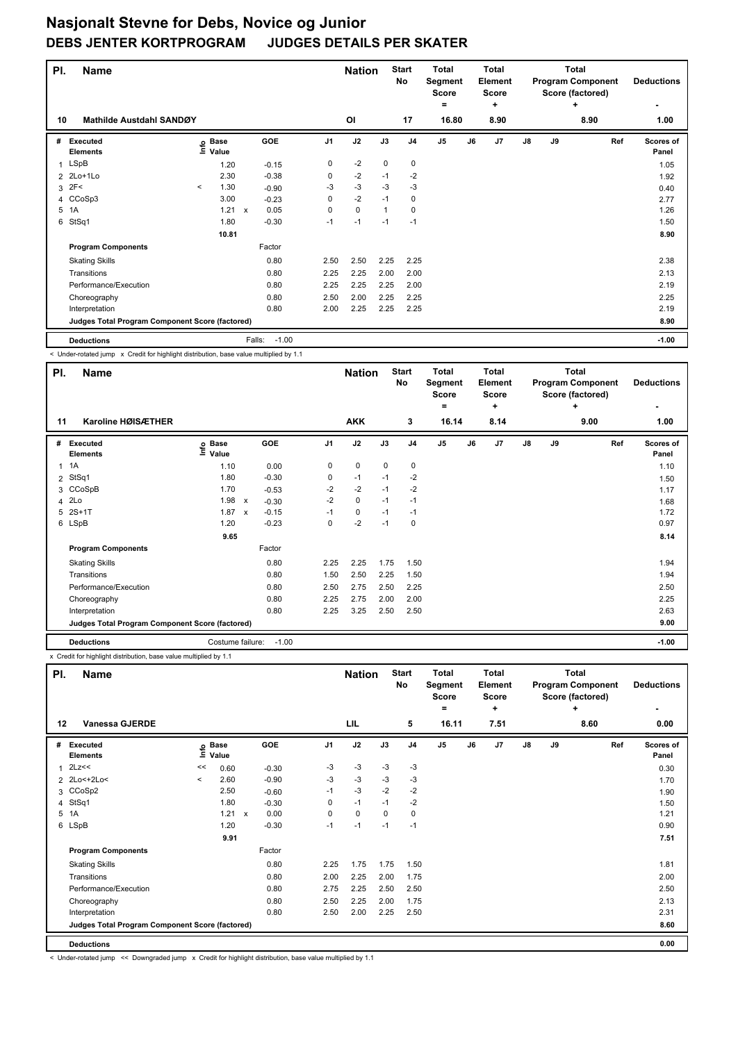# Nasjonalt Stevne for Debs, Novice og Junior

## DEBS JENTER KORTPROGRAM JUDGES DETAILS PER SKATER

| Pl. | Name | Nation | Start No | Total Segment Score = | Total Element Score + | Total Program Component Score (factored) + | Deductions - |
|---|---|---|---|---|---|---|---|
| 10 | Mathilde Austdahl SANDØY | OI | 17 | 16.80 | 8.90 | 8.90 | 1.00 |

| # | Executed Elements | Info | Base Value | | GOE | J1 | J2 | J3 | J4 | J5 | J6 | J7 | J8 | J9 | Ref | Scores of Panel |
|---|---|---|---|---|---|---|---|---|---|---|---|---|---|---|---|---|
| 1 | LSpB | | 1.20 | | -0.15 | 0 | -2 | 0 | 0 | | | | | | | 1.05 |
| 2 | 2Lo+1Lo | | 2.30 | | -0.38 | 0 | -2 | -1 | -2 | | | | | | | 1.92 |
| 3 | 2F< | < | 1.30 | | -0.90 | -3 | -3 | -3 | -3 | | | | | | | 0.40 |
| 4 | CCoSp3 | | 3.00 | | -0.23 | 0 | -2 | -1 | 0 | | | | | | | 2.77 |
| 5 | 1A | | 1.21 | x | 0.05 | 0 | 0 | 1 | 0 | | | | | | | 1.26 |
| 6 | StSq1 | | 1.80 | | -0.30 | -1 | -1 | -1 | -1 | | | | | | | 1.50 |
| | | | 10.81 | | | | | | | | | | | | | 8.90 |
| | **Program Components** | | | | Factor | | | | | | | | | | | |
| | Skating Skills | | | | 0.80 | 2.50 | 2.50 | 2.25 | 2.25 | | | | | | | 2.38 |
| | Transitions | | | | 0.80 | 2.25 | 2.25 | 2.00 | 2.00 | | | | | | | 2.13 |
| | Performance/Execution | | | | 0.80 | 2.25 | 2.25 | 2.25 | 2.00 | | | | | | | 2.19 |
| | Choreography | | | | 0.80 | 2.50 | 2.00 | 2.25 | 2.25 | | | | | | | 2.25 |
| | Interpretation | | | | 0.80 | 2.00 | 2.25 | 2.25 | 2.25 | | | | | | | 2.19 |
| | **Judges Total Program Component Score (factored)** | | | | | | | | | | | | | | | 8.90 |
| | **Deductions** | | | Falls: | -1.00 | | | | | | | | | | | -1.00 |

< Under-rotated jump x Credit for highlight distribution, base value multiplied by 1.1

| Pl. | Name | Nation | Start No | Total Segment Score = | Total Element Score + | Total Program Component Score (factored) + | Deductions - |
|---|---|---|---|---|---|---|---|
| 11 | Karoline HØISÆTHER | AKK | 3 | 16.14 | 8.14 | 9.00 | 1.00 |

| # | Executed Elements | Info | Base Value | | GOE | J1 | J2 | J3 | J4 | J5 | J6 | J7 | J8 | J9 | Ref | Scores of Panel |
|---|---|---|---|---|---|---|---|---|---|---|---|---|---|---|---|---|
| 1 | 1A | | 1.10 | | 0.00 | 0 | 0 | 0 | 0 | | | | | | | 1.10 |
| 2 | StSq1 | | 1.80 | | -0.30 | 0 | -1 | -1 | -2 | | | | | | | 1.50 |
| 3 | CCoSpB | | 1.70 | | -0.53 | -2 | -2 | -1 | -2 | | | | | | | 1.17 |
| 4 | 2Lo | | 1.98 | x | -0.30 | -2 | 0 | -1 | -1 | | | | | | | 1.68 |
| 5 | 2S+1T | | 1.87 | x | -0.15 | -1 | 0 | -1 | -1 | | | | | | | 1.72 |
| 6 | LSpB | | 1.20 | | -0.23 | 0 | -2 | -1 | 0 | | | | | | | 0.97 |
| | | | 9.65 | | | | | | | | | | | | | 8.14 |
| | **Program Components** | | | | Factor | | | | | | | | | | | |
| | Skating Skills | | | | 0.80 | 2.25 | 2.25 | 1.75 | 1.50 | | | | | | | 1.94 |
| | Transitions | | | | 0.80 | 1.50 | 2.50 | 2.25 | 1.50 | | | | | | | 1.94 |
| | Performance/Execution | | | | 0.80 | 2.50 | 2.75 | 2.50 | 2.25 | | | | | | | 2.50 |
| | Choreography | | | | 0.80 | 2.25 | 2.75 | 2.00 | 2.00 | | | | | | | 2.25 |
| | Interpretation | | | | 0.80 | 2.25 | 3.25 | 2.50 | 2.50 | | | | | | | 2.63 |
| | **Judges Total Program Component Score (factored)** | | | | | | | | | | | | | | | 9.00 |
| | **Deductions** | | | Costume failure: | -1.00 | | | | | | | | | | | -1.00 |

x Credit for highlight distribution, base value multiplied by 1.1

| Pl. | Name | Nation | Start No | Total Segment Score = | Total Element Score + | Total Program Component Score (factored) + | Deductions - |
|---|---|---|---|---|---|---|---|
| 12 | Vanessa GJERDE | LIL | 5 | 16.11 | 7.51 | 8.60 | 0.00 |

| # | Executed Elements | Info | Base Value | | GOE | J1 | J2 | J3 | J4 | J5 | J6 | J7 | J8 | J9 | Ref | Scores of Panel |
|---|---|---|---|---|---|---|---|---|---|---|---|---|---|---|---|---|
| 1 | 2Lz<< | << | 0.60 | | -0.30 | -3 | -3 | -3 | -3 | | | | | | | 0.30 |
| 2 | 2Lo<+2Lo< | < | 2.60 | | -0.90 | -3 | -3 | -3 | -3 | | | | | | | 1.70 |
| 3 | CCoSp2 | | 2.50 | | -0.60 | -1 | -3 | -2 | -2 | | | | | | | 1.90 |
| 4 | StSq1 | | 1.80 | | -0.30 | 0 | -1 | -1 | -2 | | | | | | | 1.50 |
| 5 | 1A | | 1.21 | x | 0.00 | 0 | 0 | 0 | 0 | | | | | | | 1.21 |
| 6 | LSpB | | 1.20 | | -0.30 | -1 | -1 | -1 | -1 | | | | | | | 0.90 |
| | | | 9.91 | | | | | | | | | | | | | 7.51 |
| | **Program Components** | | | | Factor | | | | | | | | | | | |
| | Skating Skills | | | | 0.80 | 2.25 | 1.75 | 1.75 | 1.50 | | | | | | | 1.81 |
| | Transitions | | | | 0.80 | 2.00 | 2.25 | 2.00 | 1.75 | | | | | | | 2.00 |
| | Performance/Execution | | | | 0.80 | 2.75 | 2.25 | 2.50 | 2.50 | | | | | | | 2.50 |
| | Choreography | | | | 0.80 | 2.50 | 2.25 | 2.00 | 1.75 | | | | | | | 2.13 |
| | Interpretation | | | | 0.80 | 2.50 | 2.00 | 2.25 | 2.50 | | | | | | | 2.31 |
| | **Judges Total Program Component Score (factored)** | | | | | | | | | | | | | | | 8.60 |
| | **Deductions** | | | | | | | | | | | | | | | 0.00 |

< Under-rotated jump << Downgraded jump x Credit for highlight distribution, base value multiplied by 1.1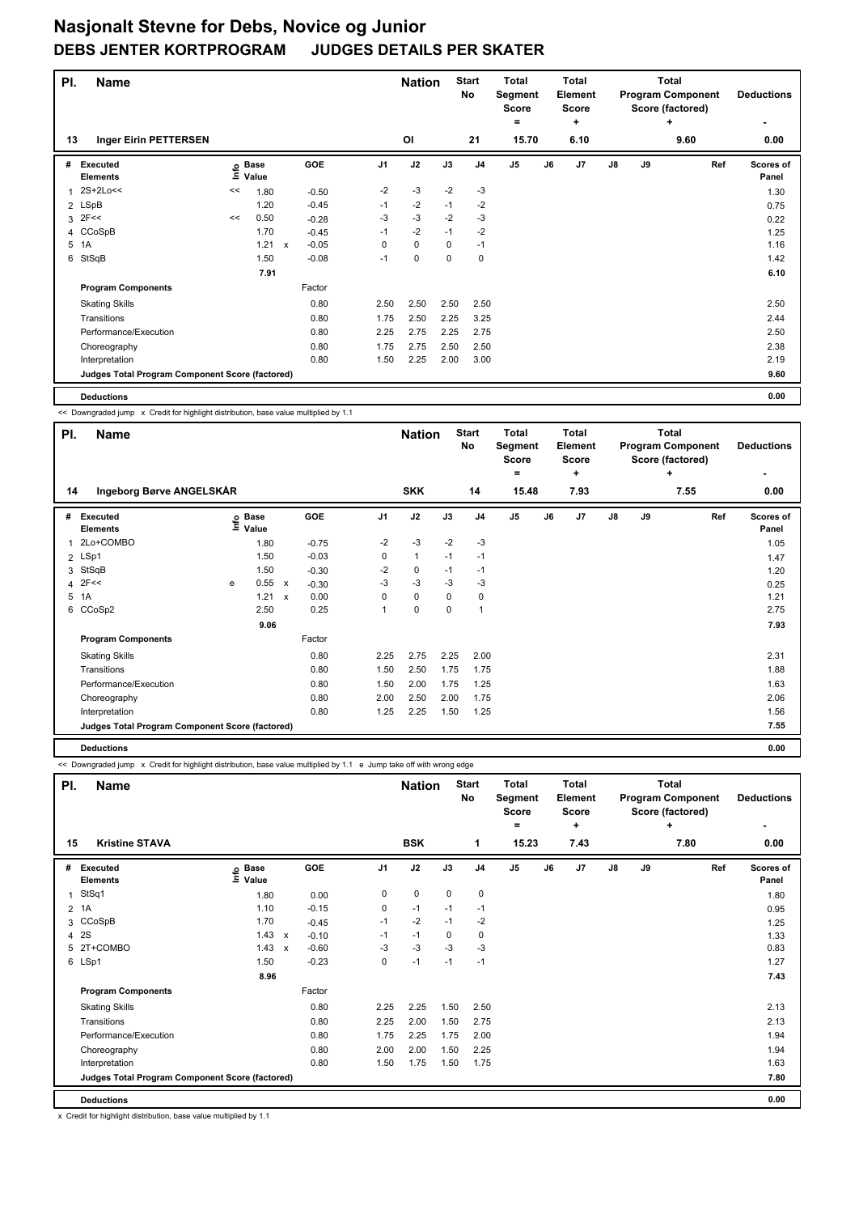# Nasjonalt Stevne for Debs, Novice og Junior

## DEBS JENTER KORTPROGRAM JUDGES DETAILS PER SKATER

| Pl. | Name | Nation | Start No | Total Segment Score = | Total Element Score + | Total Program Component Score (factored) + | Deductions - |
|---|---|---|---|---|---|---|---|
| 13 | Inger Eirin PETTERSEN | OI | 21 | 15.70 | 6.10 | 9.60 | 0.00 |

| # | Executed Elements | Info | Base Value | | GOE | J1 | J2 | J3 | J4 | J5 | J6 | J7 | J8 | J9 | Ref | Scores of Panel |
|---|---|---|---|---|---|---|---|---|---|---|---|---|---|---|---|---|
| 1 | 2S+2Lo<< | << | 1.80 | | -0.50 | -2 | -3 | -2 | -3 | | | | | | | 1.30 |
| 2 | LSpB | | 1.20 | | -0.45 | -1 | -2 | -1 | -2 | | | | | | | 0.75 |
| 3 | 2F<< | << | 0.50 | | -0.28 | -3 | -3 | -2 | -3 | | | | | | | 0.22 |
| 4 | CCoSpB | | 1.70 | | -0.45 | -1 | -2 | -1 | -2 | | | | | | | 1.25 |
| 5 | 1A | | 1.21 | x | -0.05 | 0 | 0 | 0 | -1 | | | | | | | 1.16 |
| 6 | StSqB | | 1.50 | | -0.08 | -1 | 0 | 0 | 0 | | | | | | | 1.42 |
| | | | 7.91 | | | | | | | | | | | | | 6.10 |
| | **Program Components** | | | | Factor | | | | | | | | | | | |
| | Skating Skills | | | | 0.80 | 2.50 | 2.50 | 2.50 | 2.50 | | | | | | | 2.50 |
| | Transitions | | | | 0.80 | 1.75 | 2.50 | 2.25 | 3.25 | | | | | | | 2.44 |
| | Performance/Execution | | | | 0.80 | 2.25 | 2.75 | 2.25 | 2.75 | | | | | | | 2.50 |
| | Choreography | | | | 0.80 | 1.75 | 2.75 | 2.50 | 2.50 | | | | | | | 2.38 |
| | Interpretation | | | | 0.80 | 1.50 | 2.25 | 2.00 | 3.00 | | | | | | | 2.19 |
| | **Judges Total Program Component Score (factored)** | | | | | | | | | | | | | | | 9.60 |
| | **Deductions** | | | | | | | | | | | | | | | 0.00 |

<< Downgraded jump x Credit for highlight distribution, base value multiplied by 1.1

| Pl. | Name | Nation | Start No | Total Segment Score = | Total Element Score + | Total Program Component Score (factored) + | Deductions - |
|---|---|---|---|---|---|---|---|
| 14 | Ingeborg Børve ANGELSKÅR | SKK | 14 | 15.48 | 7.93 | 7.55 | 0.00 |

| # | Executed Elements | Info | Base Value | | GOE | J1 | J2 | J3 | J4 | J5 | J6 | J7 | J8 | J9 | Ref | Scores of Panel |
|---|---|---|---|---|---|---|---|---|---|---|---|---|---|---|---|---|
| 1 | 2Lo+COMBO | | 1.80 | | -0.75 | -2 | -3 | -2 | -3 | | | | | | | 1.05 |
| 2 | LSp1 | | 1.50 | | -0.03 | 0 | 1 | -1 | -1 | | | | | | | 1.47 |
| 3 | StSqB | | 1.50 | | -0.30 | -2 | 0 | -1 | -1 | | | | | | | 1.20 |
| 4 | 2F<< | e | 0.55 | x | -0.30 | -3 | -3 | -3 | -3 | | | | | | | 0.25 |
| 5 | 1A | | 1.21 | x | 0.00 | 0 | 0 | 0 | 0 | | | | | | | 1.21 |
| 6 | CCoSp2 | | 2.50 | | 0.25 | 1 | 0 | 0 | 1 | | | | | | | 2.75 |
| | | | 9.06 | | | | | | | | | | | | | 7.93 |
| | **Program Components** | | | | Factor | | | | | | | | | | | |
| | Skating Skills | | | | 0.80 | 2.25 | 2.75 | 2.25 | 2.00 | | | | | | | 2.31 |
| | Transitions | | | | 0.80 | 1.50 | 2.50 | 1.75 | 1.75 | | | | | | | 1.88 |
| | Performance/Execution | | | | 0.80 | 1.50 | 2.00 | 1.75 | 1.25 | | | | | | | 1.63 |
| | Choreography | | | | 0.80 | 2.00 | 2.50 | 2.00 | 1.75 | | | | | | | 2.06 |
| | Interpretation | | | | 0.80 | 1.25 | 2.25 | 1.50 | 1.25 | | | | | | | 1.56 |
| | **Judges Total Program Component Score (factored)** | | | | | | | | | | | | | | | 7.55 |
| | **Deductions** | | | | | | | | | | | | | | | 0.00 |

<< Downgraded jump x Credit for highlight distribution, base value multiplied by 1.1 e Jump take off with wrong edge

| Pl. | Name | Nation | Start No | Total Segment Score = | Total Element Score + | Total Program Component Score (factored) + | Deductions - |
|---|---|---|---|---|---|---|---|
| 15 | Kristine STAVA | BSK | 1 | 15.23 | 7.43 | 7.80 | 0.00 |

| # | Executed Elements | Info | Base Value | | GOE | J1 | J2 | J3 | J4 | J5 | J6 | J7 | J8 | J9 | Ref | Scores of Panel |
|---|---|---|---|---|---|---|---|---|---|---|---|---|---|---|---|---|
| 1 | StSq1 | | 1.80 | | 0.00 | 0 | 0 | 0 | 0 | | | | | | | 1.80 |
| 2 | 1A | | 1.10 | | -0.15 | 0 | -1 | -1 | -1 | | | | | | | 0.95 |
| 3 | CCoSpB | | 1.70 | | -0.45 | -1 | -2 | -1 | -2 | | | | | | | 1.25 |
| 4 | 2S | | 1.43 | x | -0.10 | -1 | -1 | 0 | 0 | | | | | | | 1.33 |
| 5 | 2T+COMBO | | 1.43 | x | -0.60 | -3 | -3 | -3 | -3 | | | | | | | 0.83 |
| 6 | LSp1 | | 1.50 | | -0.23 | 0 | -1 | -1 | -1 | | | | | | | 1.27 |
| | | | 8.96 | | | | | | | | | | | | | 7.43 |
| | **Program Components** | | | | Factor | | | | | | | | | | | |
| | Skating Skills | | | | 0.80 | 2.25 | 2.25 | 1.50 | 2.50 | | | | | | | 2.13 |
| | Transitions | | | | 0.80 | 2.25 | 2.00 | 1.50 | 2.75 | | | | | | | 2.13 |
| | Performance/Execution | | | | 0.80 | 1.75 | 2.25 | 1.75 | 2.00 | | | | | | | 1.94 |
| | Choreography | | | | 0.80 | 2.00 | 2.00 | 1.50 | 2.25 | | | | | | | 1.94 |
| | Interpretation | | | | 0.80 | 1.50 | 1.75 | 1.50 | 1.75 | | | | | | | 1.63 |
| | **Judges Total Program Component Score (factored)** | | | | | | | | | | | | | | | 7.80 |
| | **Deductions** | | | | | | | | | | | | | | | 0.00 |

x Credit for highlight distribution, base value multiplied by 1.1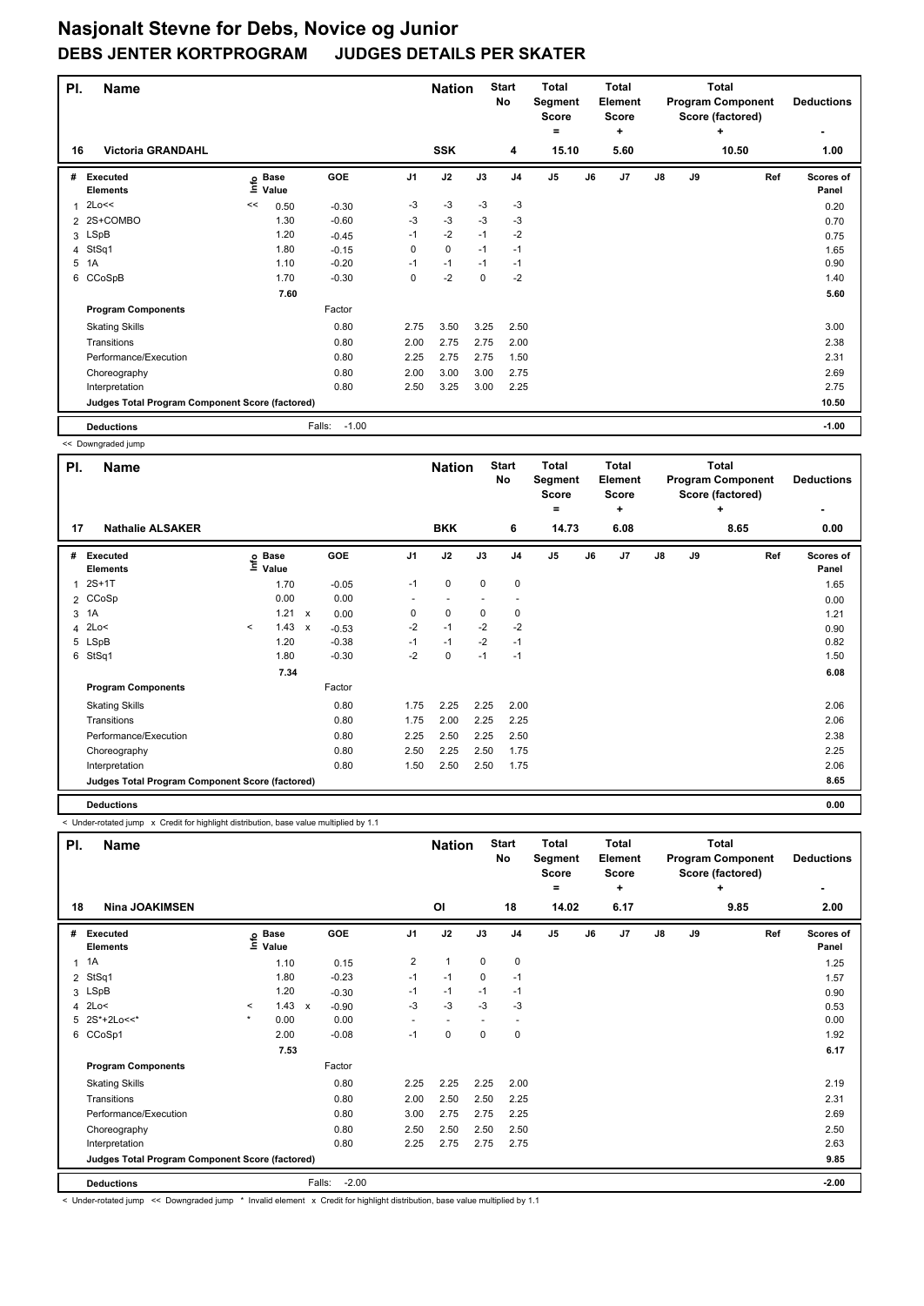# Nasjonalt Stevne for Debs, Novice og Junior

## DEBS JENTER KORTPROGRAM JUDGES DETAILS PER SKATER

| Pl. | Name | Nation | Start No | Total Segment Score = | Total Element Score + | Total Program Component Score (factored) + | Deductions - |
|---|---|---|---|---|---|---|---|
| 16 | Victoria GRANDAHL | SSK | 4 | 15.10 | 5.60 | 10.50 | 1.00 |

| # | Executed Elements | Info | Base Value | | GOE | J1 | J2 | J3 | J4 | J5 | J6 | J7 | J8 | J9 | Ref | Scores of Panel |
|---|---|---|---|---|---|---|---|---|---|---|---|---|---|---|---|---|
| 1 | 2Lo<< | << | 0.50 | | -0.30 | -3 | -3 | -3 | -3 | | | | | | | 0.20 |
| 2 | 2S+COMBO | | 1.30 | | -0.60 | -3 | -3 | -3 | -3 | | | | | | | 0.70 |
| 3 | LSpB | | 1.20 | | -0.45 | -1 | -2 | -1 | -2 | | | | | | | 0.75 |
| 4 | StSq1 | | 1.80 | | -0.15 | 0 | 0 | -1 | -1 | | | | | | | 1.65 |
| 5 | 1A | | 1.10 | | -0.20 | -1 | -1 | -1 | -1 | | | | | | | 0.90 |
| 6 | CCoSpB | | 1.70 | | -0.30 | 0 | -2 | 0 | -2 | | | | | | | 1.40 |
| | | | 7.60 | | | | | | | | | | | | | 5.60 |
| | **Program Components** | | | | Factor | | | | | | | | | | | |
| | Skating Skills | | | | 0.80 | 2.75 | 3.50 | 3.25 | 2.50 | | | | | | | 3.00 |
| | Transitions | | | | 0.80 | 2.00 | 2.75 | 2.75 | 2.00 | | | | | | | 2.38 |
| | Performance/Execution | | | | 0.80 | 2.25 | 2.75 | 2.75 | 1.50 | | | | | | | 2.31 |
| | Choreography | | | | 0.80 | 2.00 | 3.00 | 3.00 | 2.75 | | | | | | | 2.69 |
| | Interpretation | | | | 0.80 | 2.50 | 3.25 | 3.00 | 2.25 | | | | | | | 2.75 |
| | **Judges Total Program Component Score (factored)** | | | | | | | | | | | | | | | 10.50 |
| | **Deductions** | | | | Falls: -1.00 | | | | | | | | | | | -1.00 |

<< Downgraded jump

| Pl. | Name | Nation | Start No | Total Segment Score = | Total Element Score + | Total Program Component Score (factored) + | Deductions - |
|---|---|---|---|---|---|---|---|
| 17 | Nathalie ALSAKER | BKK | 6 | 14.73 | 6.08 | 8.65 | 0.00 |

| # | Executed Elements | Info | Base Value | | GOE | J1 | J2 | J3 | J4 | J5 | J6 | J7 | J8 | J9 | Ref | Scores of Panel |
|---|---|---|---|---|---|---|---|---|---|---|---|---|---|---|---|---|
| 1 | 2S+1T | | 1.70 | | -0.05 | -1 | 0 | 0 | 0 | | | | | | | 1.65 |
| 2 | CCoSp | | 0.00 | | 0.00 | - | - | - | - | | | | | | | 0.00 |
| 3 | 1A | | 1.21 | x | 0.00 | 0 | 0 | 0 | 0 | | | | | | | 1.21 |
| 4 | 2Lo< | < | 1.43 | x | -0.53 | -2 | -1 | -2 | -2 | | | | | | | 0.90 |
| 5 | LSpB | | 1.20 | | -0.38 | -1 | -1 | -2 | -1 | | | | | | | 0.82 |
| 6 | StSq1 | | 1.80 | | -0.30 | -2 | 0 | -1 | -1 | | | | | | | 1.50 |
| | | | 7.34 | | | | | | | | | | | | | 6.08 |
| | **Program Components** | | | | Factor | | | | | | | | | | | |
| | Skating Skills | | | | 0.80 | 1.75 | 2.25 | 2.25 | 2.00 | | | | | | | 2.06 |
| | Transitions | | | | 0.80 | 1.75 | 2.00 | 2.25 | 2.25 | | | | | | | 2.06 |
| | Performance/Execution | | | | 0.80 | 2.25 | 2.50 | 2.25 | 2.50 | | | | | | | 2.38 |
| | Choreography | | | | 0.80 | 2.50 | 2.25 | 2.50 | 1.75 | | | | | | | 2.25 |
| | Interpretation | | | | 0.80 | 1.50 | 2.50 | 2.50 | 1.75 | | | | | | | 2.06 |
| | **Judges Total Program Component Score (factored)** | | | | | | | | | | | | | | | 8.65 |
| | **Deductions** | | | | | | | | | | | | | | | 0.00 |

< Under-rotated jump x Credit for highlight distribution, base value multiplied by 1.1

| Pl. | Name | Nation | Start No | Total Segment Score = | Total Element Score + | Total Program Component Score (factored) + | Deductions - |
|---|---|---|---|---|---|---|---|
| 18 | Nina JOAKIMSEN | OI | 18 | 14.02 | 6.17 | 9.85 | 2.00 |

| # | Executed Elements | Info | Base Value | | GOE | J1 | J2 | J3 | J4 | J5 | J6 | J7 | J8 | J9 | Ref | Scores of Panel |
|---|---|---|---|---|---|---|---|---|---|---|---|---|---|---|---|---|
| 1 | 1A | | 1.10 | | 0.15 | 2 | 1 | 0 | 0 | | | | | | | 1.25 |
| 2 | StSq1 | | 1.80 | | -0.23 | -1 | -1 | 0 | -1 | | | | | | | 1.57 |
| 3 | LSpB | | 1.20 | | -0.30 | -1 | -1 | -1 | -1 | | | | | | | 0.90 |
| 4 | 2Lo< | < | 1.43 | x | -0.90 | -3 | -3 | -3 | -3 | | | | | | | 0.53 |
| 5 | 2S*+2Lo<<* | * | 0.00 | | 0.00 | - | - | - | - | | | | | | | 0.00 |
| 6 | CCoSp1 | | 2.00 | | -0.08 | -1 | 0 | 0 | 0 | | | | | | | 1.92 |
| | | | 7.53 | | | | | | | | | | | | | 6.17 |
| | **Program Components** | | | | Factor | | | | | | | | | | | |
| | Skating Skills | | | | 0.80 | 2.25 | 2.25 | 2.25 | 2.00 | | | | | | | 2.19 |
| | Transitions | | | | 0.80 | 2.00 | 2.50 | 2.50 | 2.25 | | | | | | | 2.31 |
| | Performance/Execution | | | | 0.80 | 3.00 | 2.75 | 2.75 | 2.25 | | | | | | | 2.69 |
| | Choreography | | | | 0.80 | 2.50 | 2.50 | 2.50 | 2.50 | | | | | | | 2.50 |
| | Interpretation | | | | 0.80 | 2.25 | 2.75 | 2.75 | 2.75 | | | | | | | 2.63 |
| | **Judges Total Program Component Score (factored)** | | | | | | | | | | | | | | | 9.85 |
| | **Deductions** | | | | Falls: -2.00 | | | | | | | | | | | -2.00 |

< Under-rotated jump << Downgraded jump * Invalid element x Credit for highlight distribution, base value multiplied by 1.1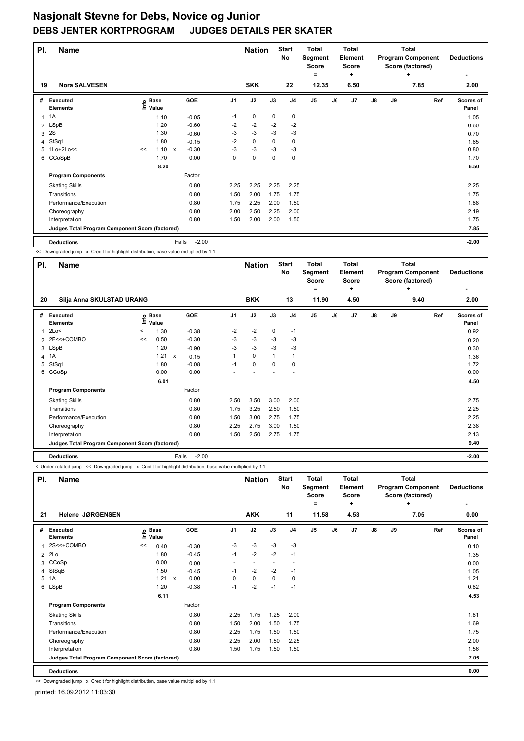# Nasjonalt Stevne for Debs, Novice og Junior

## DEBS JENTER KORTPROGRAM JUDGES DETAILS PER SKATER

| Pl. | Name | Nation | Start No | Total Segment Score = | Total Element Score + | Total Program Component Score (factored) + | Deductions - |
|---|---|---|---|---|---|---|---|
| 19 | Nora SALVESEN | SKK | 22 | 12.35 | 6.50 | 7.85 | 2.00 |

| # | Executed Elements | Info | Base Value | | GOE | J1 | J2 | J3 | J4 | J5 | J6 | J7 | J8 | J9 | Ref | Scores of Panel |
|---|---|---|---|---|---|---|---|---|---|---|---|---|---|---|---|---|
| 1 | 1A | | 1.10 | | -0.05 | -1 | 0 | 0 | 0 | | | | | | | 1.05 |
| 2 | LSpB | | 1.20 | | -0.60 | -2 | -2 | -2 | -2 | | | | | | | 0.60 |
| 3 | 2S | | 1.30 | | -0.60 | -3 | -3 | -3 | -3 | | | | | | | 0.70 |
| 4 | StSq1 | | 1.80 | | -0.15 | -2 | 0 | 0 | 0 | | | | | | | 1.65 |
| 5 | 1Lo+2Lo<< | << | 1.10 | x | -0.30 | -3 | -3 | -3 | -3 | | | | | | | 0.80 |
| 6 | CCoSpB | | 1.70 | | 0.00 | 0 | 0 | 0 | 0 | | | | | | | 1.70 |
| | | | 8.20 | | | | | | | | | | | | | 6.50 |
| | **Program Components** | | | | Factor | | | | | | | | | | | |
| | Skating Skills | | | | 0.80 | 2.25 | 2.25 | 2.25 | 2.25 | | | | | | | 2.25 |
| | Transitions | | | | 0.80 | 1.50 | 2.00 | 1.75 | 1.75 | | | | | | | 1.75 |
| | Performance/Execution | | | | 0.80 | 1.75 | 2.25 | 2.00 | 1.50 | | | | | | | 1.88 |
| | Choreography | | | | 0.80 | 2.00 | 2.50 | 2.25 | 2.00 | | | | | | | 2.19 |
| | Interpretation | | | | 0.80 | 1.50 | 2.00 | 2.00 | 1.50 | | | | | | | 1.75 |
| | **Judges Total Program Component Score (factored)** | | | | | | | | | | | | | | | 7.85 |
| | **Deductions** | | | | Falls: -2.00 | | | | | | | | | | | -2.00 |

<< Downgraded jump x Credit for highlight distribution, base value multiplied by 1.1

| Pl. | Name | Nation | Start No | Total Segment Score = | Total Element Score + | Total Program Component Score (factored) + | Deductions - |
|---|---|---|---|---|---|---|---|
| 20 | Silja Anna SKULSTAD URANG | BKK | 13 | 11.90 | 4.50 | 9.40 | 2.00 |

| # | Executed Elements | Info | Base Value | | GOE | J1 | J2 | J3 | J4 | J5 | J6 | J7 | J8 | J9 | Ref | Scores of Panel |
|---|---|---|---|---|---|---|---|---|---|---|---|---|---|---|---|---|
| 1 | 2Lo< | < | 1.30 | | -0.38 | -2 | -2 | 0 | -1 | | | | | | | 0.92 |
| 2 | 2F<<+COMBO | << | 0.50 | | -0.30 | -3 | -3 | -3 | -3 | | | | | | | 0.20 |
| 3 | LSpB | | 1.20 | | -0.90 | -3 | -3 | -3 | -3 | | | | | | | 0.30 |
| 4 | 1A | | 1.21 | x | 0.15 | 1 | 0 | 1 | 1 | | | | | | | 1.36 |
| 5 | StSq1 | | 1.80 | | -0.08 | -1 | 0 | 0 | 0 | | | | | | | 1.72 |
| 6 | CCoSp | | 0.00 | | 0.00 | - | - | - | - | | | | | | | 0.00 |
| | | | 6.01 | | | | | | | | | | | | | 4.50 |
| | **Program Components** | | | | Factor | | | | | | | | | | | |
| | Skating Skills | | | | 0.80 | 2.50 | 3.50 | 3.00 | 2.00 | | | | | | | 2.75 |
| | Transitions | | | | 0.80 | 1.75 | 3.25 | 2.50 | 1.50 | | | | | | | 2.25 |
| | Performance/Execution | | | | 0.80 | 1.50 | 3.00 | 2.75 | 1.75 | | | | | | | 2.25 |
| | Choreography | | | | 0.80 | 2.25 | 2.75 | 3.00 | 1.50 | | | | | | | 2.38 |
| | Interpretation | | | | 0.80 | 1.50 | 2.50 | 2.75 | 1.75 | | | | | | | 2.13 |
| | **Judges Total Program Component Score (factored)** | | | | | | | | | | | | | | | 9.40 |
| | **Deductions** | | | | Falls: -2.00 | | | | | | | | | | | -2.00 |

< Under-rotated jump << Downgraded jump x Credit for highlight distribution, base value multiplied by 1.1

| Pl. | Name | Nation | Start No | Total Segment Score = | Total Element Score + | Total Program Component Score (factored) + | Deductions - |
|---|---|---|---|---|---|---|---|
| 21 | Helene JØRGENSEN | AKK | 11 | 11.58 | 4.53 | 7.05 | 0.00 |

| # | Executed Elements | Info | Base Value | | GOE | J1 | J2 | J3 | J4 | J5 | J6 | J7 | J8 | J9 | Ref | Scores of Panel |
|---|---|---|---|---|---|---|---|---|---|---|---|---|---|---|---|---|
| 1 | 2S<<+COMBO | << | 0.40 | | -0.30 | -3 | -3 | -3 | -3 | | | | | | | 0.10 |
| 2 | 2Lo | | 1.80 | | -0.45 | -1 | -2 | -2 | -1 | | | | | | | 1.35 |
| 3 | CCoSp | | 0.00 | | 0.00 | - | - | - | - | | | | | | | 0.00 |
| 4 | StSqB | | 1.50 | | -0.45 | -1 | -2 | -2 | -1 | | | | | | | 1.05 |
| 5 | 1A | | 1.21 | x | 0.00 | 0 | 0 | 0 | 0 | | | | | | | 1.21 |
| 6 | LSpB | | 1.20 | | -0.38 | -1 | -2 | -1 | -1 | | | | | | | 0.82 |
| | | | 6.11 | | | | | | | | | | | | | 4.53 |
| | **Program Components** | | | | Factor | | | | | | | | | | | |
| | Skating Skills | | | | 0.80 | 2.25 | 1.75 | 1.25 | 2.00 | | | | | | | 1.81 |
| | Transitions | | | | 0.80 | 1.50 | 2.00 | 1.50 | 1.75 | | | | | | | 1.69 |
| | Performance/Execution | | | | 0.80 | 2.25 | 1.75 | 1.50 | 1.50 | | | | | | | 1.75 |
| | Choreography | | | | 0.80 | 2.25 | 2.00 | 1.50 | 2.25 | | | | | | | 2.00 |
| | Interpretation | | | | 0.80 | 1.50 | 1.75 | 1.50 | 1.50 | | | | | | | 1.56 |
| | **Judges Total Program Component Score (factored)** | | | | | | | | | | | | | | | 7.05 |
| | **Deductions** | | | | | | | | | | | | | | | 0.00 |

<< Downgraded jump x Credit for highlight distribution, base value multiplied by 1.1

printed: 16.09.2012 11:03:30